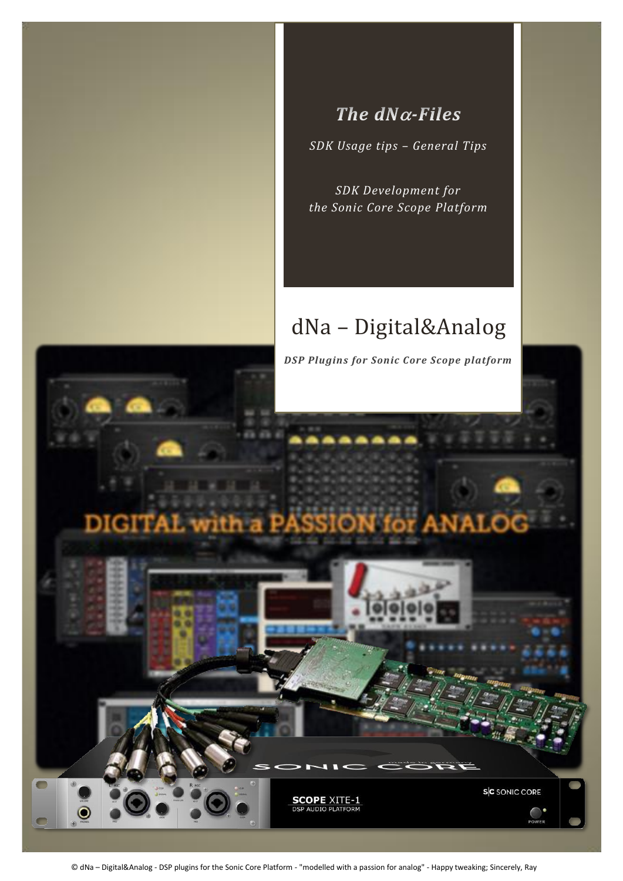# *The dN$\alpha$-Files*

*SDK Usage tips – General Tips*

*SDK Development for the Sonic Core Scope Platform*

## dNa – Digital&Analog

***DSP Plugins for Sonic Core Scope platform***

© dNa – Digital&Analog - DSP plugins for the Sonic Core Platform - "modelled with a passion for analog" - Happy tweaking; Sincerely, Ray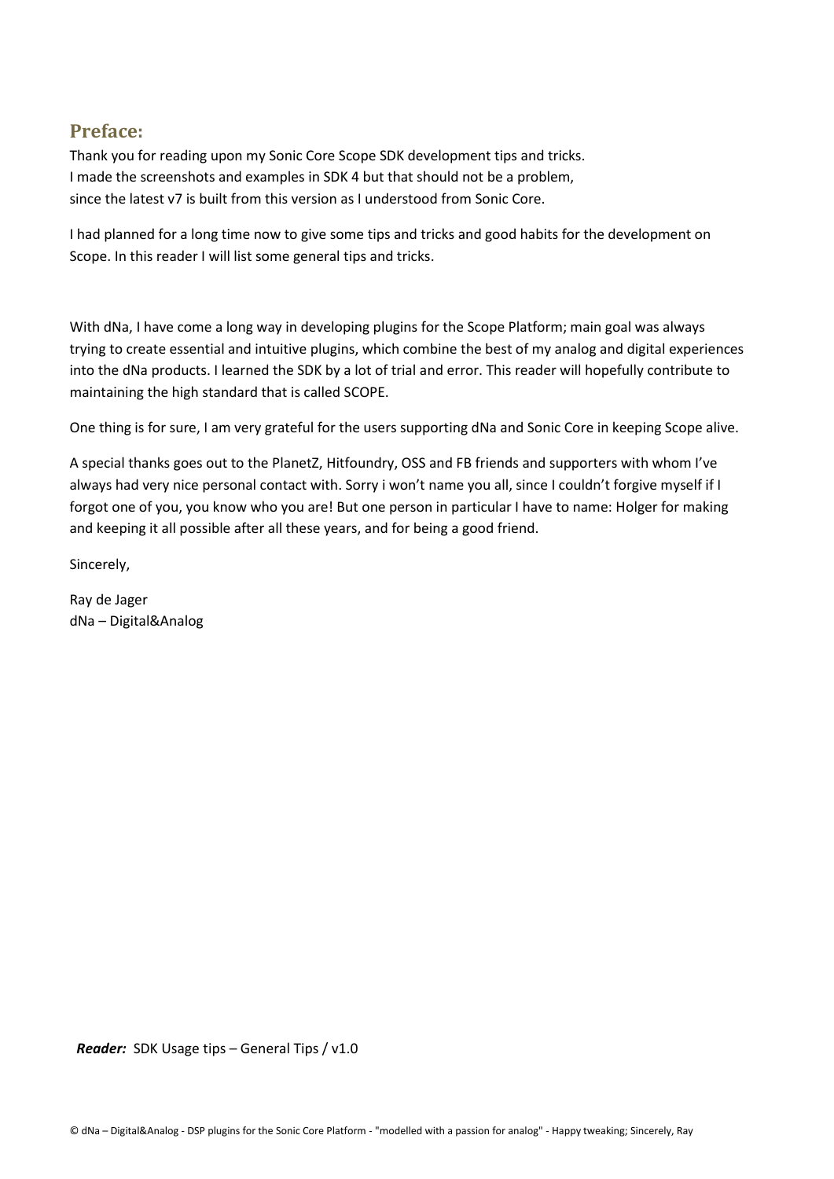## Preface:

Thank you for reading upon my Sonic Core Scope SDK development tips and tricks.
I made the screenshots and examples in SDK 4 but that should not be a problem,
since the latest v7 is built from this version as I understood from Sonic Core.

I had planned for a long time now to give some tips and tricks and good habits for the development on Scope. In this reader I will list some general tips and tricks.

With dNa, I have come a long way in developing plugins for the Scope Platform; main goal was always trying to create essential and intuitive plugins, which combine the best of my analog and digital experiences into the dNa products. I learned the SDK by a lot of trial and error. This reader will hopefully contribute to maintaining the high standard that is called SCOPE.

One thing is for sure, I am very grateful for the users supporting dNa and Sonic Core in keeping Scope alive.

A special thanks goes out to the PlanetZ, Hitfoundry, OSS and FB friends and supporters with whom I've always had very nice personal contact with. Sorry i won't name you all, since I couldn't forgive myself if I forgot one of you, you know who you are! But one person in particular I have to name: Holger for making and keeping it all possible after all these years, and for being a good friend.

Sincerely,

Ray de Jager
dNa – Digital&Analog

***Reader:*** SDK Usage tips – General Tips / v1.0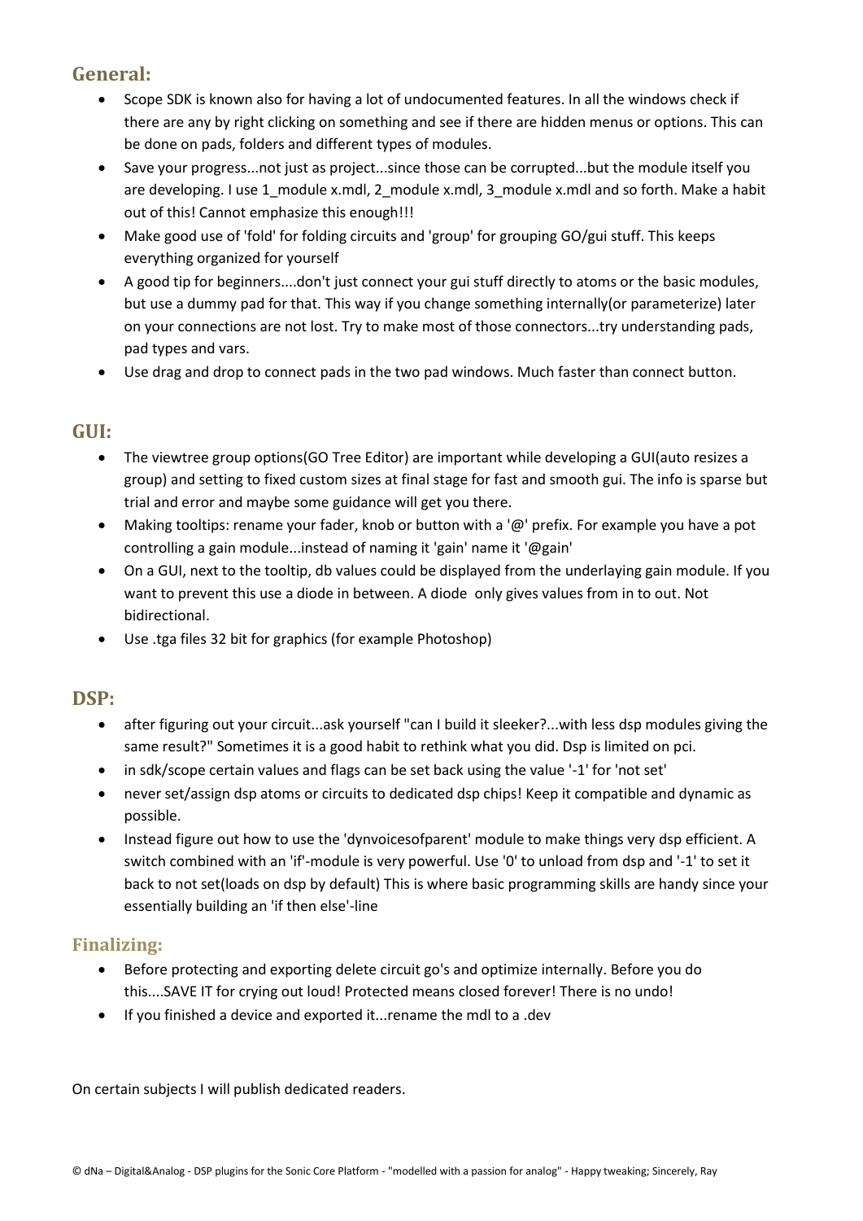## General:

- Scope SDK is known also for having a lot of undocumented features. In all the windows check if there are any by right clicking on something and see if there are hidden menus or options. This can be done on pads, folders and different types of modules.
- Save your progress...not just as project...since those can be corrupted...but the module itself you are developing. I use 1_module x.mdl, 2_module x.mdl, 3_module x.mdl and so forth. Make a habit out of this! Cannot emphasize this enough!!!
- Make good use of 'fold' for folding circuits and 'group' for grouping GO/gui stuff. This keeps everything organized for yourself
- A good tip for beginners....don't just connect your gui stuff directly to atoms or the basic modules, but use a dummy pad for that. This way if you change something internally(or parameterize) later on your connections are not lost. Try to make most of those connectors...try understanding pads, pad types and vars.
- Use drag and drop to connect pads in the two pad windows. Much faster than connect button.

## GUI:

- The viewtree group options(GO Tree Editor) are important while developing a GUI(auto resizes a group) and setting to fixed custom sizes at final stage for fast and smooth gui. The info is sparse but trial and error and maybe some guidance will get you there.
- Making tooltips: rename your fader, knob or button with a '@' prefix. For example you have a pot controlling a gain module...instead of naming it 'gain' name it '@gain'
- On a GUI, next to the tooltip, db values could be displayed from the underlaying gain module. If you want to prevent this use a diode in between. A diode only gives values from in to out. Not bidirectional.
- Use .tga files 32 bit for graphics (for example Photoshop)

## DSP:

- after figuring out your circuit...ask yourself "can I build it sleeker?...with less dsp modules giving the same result?" Sometimes it is a good habit to rethink what you did. Dsp is limited on pci.
- in sdk/scope certain values and flags can be set back using the value '-1' for 'not set'
- never set/assign dsp atoms or circuits to dedicated dsp chips! Keep it compatible and dynamic as possible.
- Instead figure out how to use the 'dynvoicesofparent' module to make things very dsp efficient. A switch combined with an 'if'-module is very powerful. Use '0' to unload from dsp and '-1' to set it back to not set(loads on dsp by default) This is where basic programming skills are handy since your essentially building an 'if then else'-line

## Finalizing:

- Before protecting and exporting delete circuit go's and optimize internally. Before you do this....SAVE IT for crying out loud! Protected means closed forever! There is no undo!
- If you finished a device and exported it...rename the mdl to a .dev

On certain subjects I will publish dedicated readers.

© dNa – Digital&Analog - DSP plugins for the Sonic Core Platform - "modelled with a passion for analog" - Happy tweaking; Sincerely, Ray